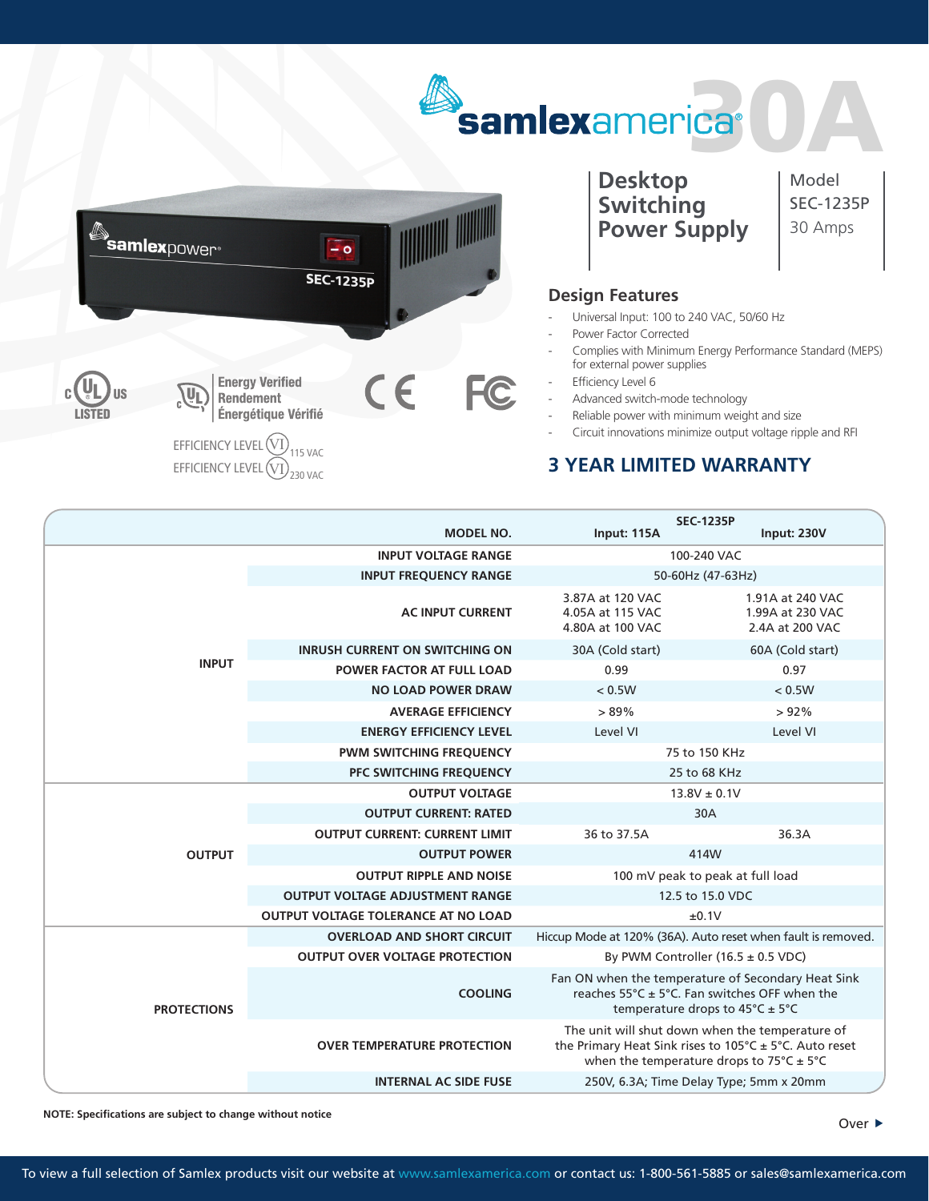samlexamerica®

30A

# Desktop Switching Power Supply

Model
SEC-1235P
30 Amps

Energy Verified
Rendement
Énergétique Vérifié

EFFICIENCY LEVEL VI 115 VAC
EFFICIENCY LEVEL VI 230 VAC

## Design Features

- Universal Input: 100 to 240 VAC, 50/60 Hz
- Power Factor Corrected
- Complies with Minimum Energy Performance Standard (MEPS) for external power supplies
- Efficiency Level 6
- Advanced switch-mode technology
- Reliable power with minimum weight and size
- Circuit innovations minimize output voltage ripple and RFI

## 3 YEAR LIMITED WARRANTY

| | MODEL NO. | SEC-1235P Input: 115A | SEC-1235P Input: 230V |
|---|---|---|---|
| INPUT | INPUT VOLTAGE RANGE | 100-240 VAC | |
| | INPUT FREQUENCY RANGE | 50-60Hz (47-63Hz) | |
| | AC INPUT CURRENT | 3.87A at 120 VAC<br>4.05A at 115 VAC<br>4.80A at 100 VAC | 1.91A at 240 VAC<br>1.99A at 230 VAC<br>2.4A at 200 VAC |
| | INRUSH CURRENT ON SWITCHING ON | 30A (Cold start) | 60A (Cold start) |
| | POWER FACTOR AT FULL LOAD | 0.99 | 0.97 |
| | NO LOAD POWER DRAW | < 0.5W | < 0.5W |
| | AVERAGE EFFICIENCY | > 89% | > 92% |
| | ENERGY EFFICIENCY LEVEL | Level VI | Level VI |
| | PWM SWITCHING FREQUENCY | 75 to 150 KHz | |
| | PFC SWITCHING FREQUENCY | 25 to 68 KHz | |
| OUTPUT | OUTPUT VOLTAGE | 13.8V ± 0.1V | |
| | OUTPUT CURRENT: RATED | 30A | |
| | OUTPUT CURRENT: CURRENT LIMIT | 36 to 37.5A | 36.3A |
| | OUTPUT POWER | 414W | |
| | OUTPUT RIPPLE AND NOISE | 100 mV peak to peak at full load | |
| | OUTPUT VOLTAGE ADJUSTMENT RANGE | 12.5 to 15.0 VDC | |
| | OUTPUT VOLTAGE TOLERANCE AT NO LOAD | ±0.1V | |
| PROTECTIONS | OVERLOAD AND SHORT CIRCUIT | Hiccup Mode at 120% (36A). Auto reset when fault is removed. | |
| | OUTPUT OVER VOLTAGE PROTECTION | By PWM Controller (16.5 ± 0.5 VDC) | |
| | COOLING | Fan ON when the temperature of Secondary Heat Sink reaches 55°C ± 5°C. Fan switches OFF when the temperature drops to 45°C ± 5°C | |
| | OVER TEMPERATURE PROTECTION | The unit will shut down when the temperature of the Primary Heat Sink rises to 105°C ± 5°C. Auto reset when the temperature drops to 75°C ± 5°C | |
| | INTERNAL AC SIDE FUSE | 250V, 6.3A; Time Delay Type; 5mm x 20mm | |

**NOTE: Specifications are subject to change without notice**

Over ▶

To view a full selection of Samlex products visit our website at www.samlexamerica.com or contact us: 1-800-561-5885 or sales@samlexamerica.com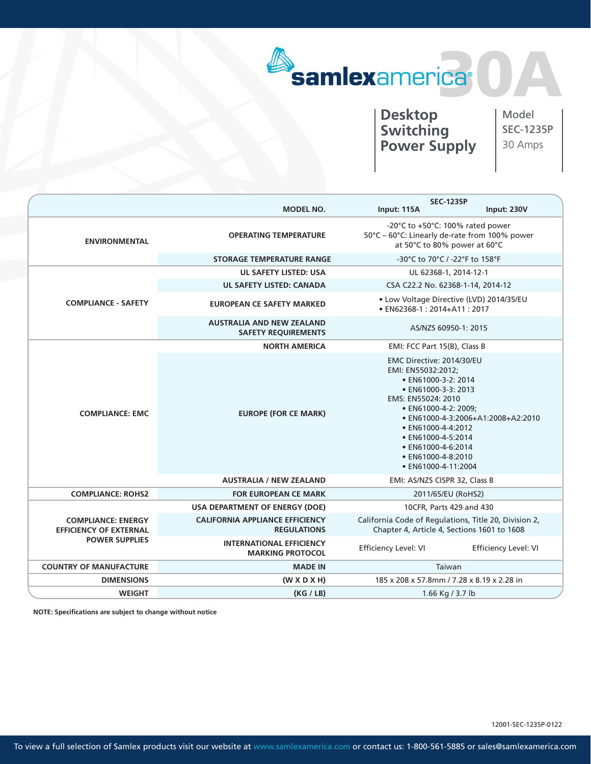samlexamerica 30A

**Desktop Switching Power Supply**

Model SEC-1235P 30 Amps

| | MODEL NO. | SEC-1235P Input: 115A | Input: 230V |
|---|---|---|---|
| ENVIRONMENTAL | OPERATING TEMPERATURE | -20°C to +50°C: 100% rated power<br>50°C – 60°C: Linearly de-rate from 100% power at 50°C to 80% power at 60°C | |
| | STORAGE TEMPERATURE RANGE | -30°C to 70°C / -22°F to 158°F | |
| COMPLIANCE - SAFETY | UL SAFETY LISTED: USA | UL 62368-1, 2014-12-1 | |
| | UL SAFETY LISTED: CANADA | CSA C22.2 No. 62368-1-14, 2014-12 | |
| | EUROPEAN CE SAFETY MARKED | • Low Voltage Directive (LVD) 2014/35/EU<br>• EN62368-1 : 2014+A11 : 2017 | |
| | AUSTRALIA AND NEW ZEALAND SAFETY REQUIREMENTS | AS/NZS 60950-1: 2015 | |
| COMPLIANCE: EMC | NORTH AMERICA | EMI: FCC Part 15(B), Class B | |
| | EUROPE (FOR CE MARK) | EMC Directive: 2014/30/EU<br>EMI: EN55032:2012;<br>• EN61000-3-2: 2014<br>• EN61000-3-3: 2013<br>EMS: EN55024: 2010<br>• EN61000-4-2: 2009;<br>• EN61000-4-3:2006+A1:2008+A2:2010<br>• EN61000-4-4:2012<br>• EN61000-4-5:2014<br>• EN61000-4-6:2014<br>• EN61000-4-8:2010<br>• EN61000-4-11:2004 | |
| | AUSTRALIA / NEW ZEALAND | EMI: AS/NZS CISPR 32, Class B | |
| COMPLIANCE: ROHS2 | FOR EUROPEAN CE MARK | 2011/65/EU (RoHS2) | |
| COMPLIANCE: ENERGY EFFICIENCY OF EXTERNAL POWER SUPPLIES | USA DEPARTMENT OF ENERGY (DOE) | 10CFR, Parts 429 and 430 | |
| | CALIFORNIA APPLIANCE EFFICIENCY REGULATIONS | California Code of Regulations, Title 20, Division 2, Chapter 4, Article 4, Sections 1601 to 1608 | |
| | INTERNATIONAL EFFICIENCY MARKING PROTOCOL | Efficiency Level: VI | Efficiency Level: VI |
| COUNTRY OF MANUFACTURE | MADE IN | Taiwan | |
| DIMENSIONS | (W X D X H) | 185 x 208 x 57.8mm / 7.28 x 8.19 x 2.28 in | |
| WEIGHT | (KG / LB) | 1.66 Kg / 3.7 lb | |

**NOTE: Specifications are subject to change without notice**

12001-SEC-1235P-0122

To view a full selection of Samlex products visit our website at www.samlexamerica.com or contact us: 1-800-561-5885 or sales@samlexamerica.com